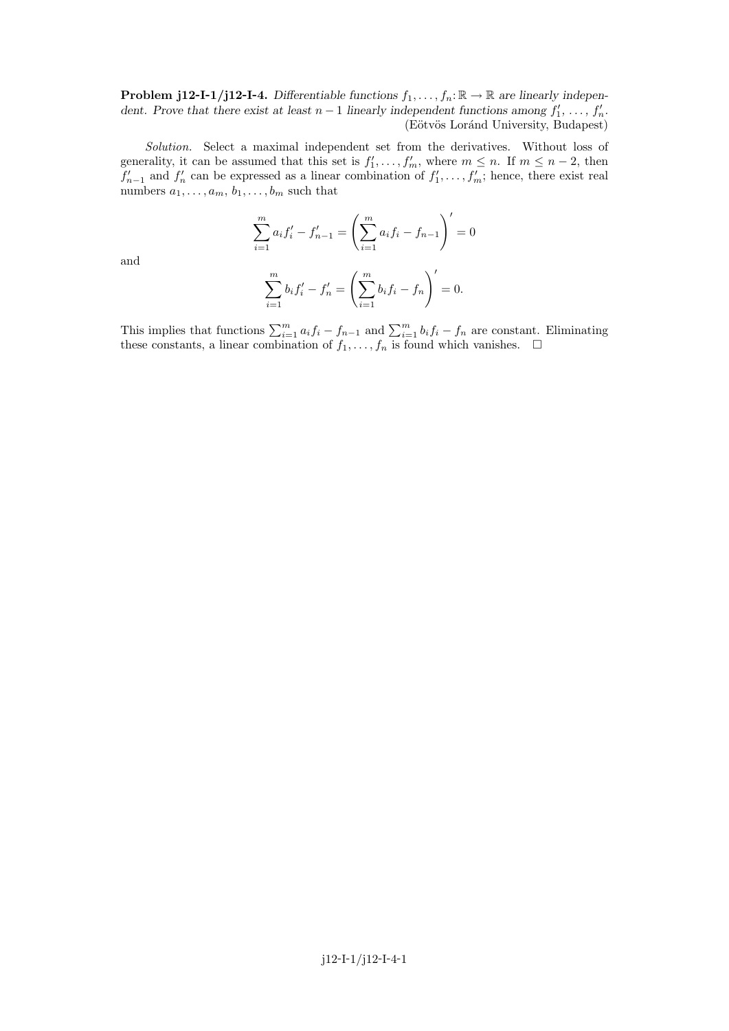**Problem j12-I-1/j12-I-4.** *Differentiable functions $f_1, \ldots, f_n\colon \mathbb{R} \to \mathbb{R}$ are linearly independent. Prove that there exist at least $n-1$ linearly independent functions among $f_1', \ldots, f_n'$.*

(Eötvös Loránd University, Budapest)

*Solution.* Select a maximal independent set from the derivatives. Without loss of generality, it can be assumed that this set is $f_1', \ldots, f_m'$, where $m \le n$. If $m \le n-2$, then $f_{n-1}'$ and $f_n'$ can be expressed as a linear combination of $f_1', \ldots, f_m'$; hence, there exist real numbers $a_1, \ldots, a_m$, $b_1, \ldots, b_m$ such that

$$\sum_{i=1}^{m} a_i f_i' - f_{n-1}' = \left( \sum_{i=1}^{m} a_i f_i - f_{n-1} \right)' = 0$$

and

$$\sum_{i=1}^{m} b_i f_i' - f_n' = \left( \sum_{i=1}^{m} b_i f_i - f_n \right)' = 0.$$

This implies that functions $\sum_{i=1}^{m} a_i f_i - f_{n-1}$ and $\sum_{i=1}^{m} b_i f_i - f_n$ are constant. Eliminating these constants, a linear combination of $f_1, \ldots, f_n$ is found which vanishes. $\square$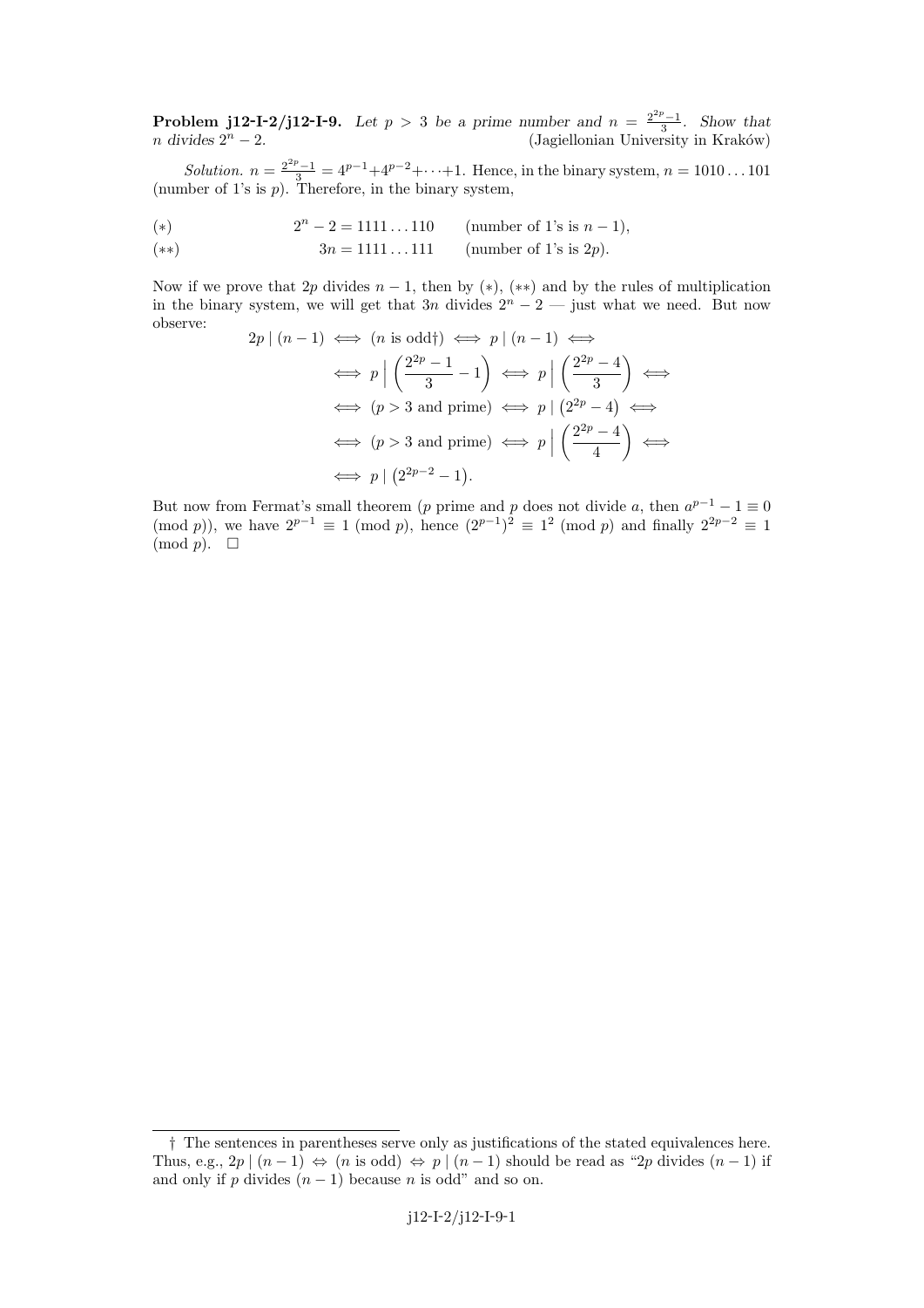**Problem j12-I-2/j12-I-9.** *Let $p > 3$ be a prime number and $n = \frac{2^{2p}-1}{3}$. Show that $n$ divides $2^n - 2$.* (Jagiellonian University in Kraków)

*Solution.* $n = \frac{2^{2p}-1}{3} = 4^{p-1}+4^{p-2}+\cdots+1$. Hence, in the binary system, $n = 1010\ldots101$ (number of 1's is $p$). Therefore, in the binary system,

$$(*) \qquad 2^n - 2 = 1111\ldots110 \qquad \text{(number of 1's is } n-1\text{)},$$

$$(**) \qquad 3n = 1111\ldots111 \qquad \text{(number of 1's is } 2p\text{)}.$$

Now if we prove that $2p$ divides $n-1$, then by $(*)$, $(**)$ and by the rules of multiplication in the binary system, we will get that $3n$ divides $2^n - 2$ — just what we need. But now observe:

$$\begin{aligned}
2p \mid (n-1) \iff (n \text{ is odd}\dagger) \iff p \mid (n-1) \iff \\
\iff p \,\Big|\, \left(\frac{2^{2p}-1}{3} - 1\right) \iff p \,\Big|\, \left(\frac{2^{2p}-4}{3}\right) \iff \\
\iff (p > 3 \text{ and prime}) \iff p \mid \left(2^{2p}-4\right) \iff \\
\iff (p > 3 \text{ and prime}) \iff p \,\Big|\, \left(\frac{2^{2p}-4}{4}\right) \iff \\
\iff p \mid \left(2^{2p-2}-1\right).
\end{aligned}$$

But now from Fermat's small theorem ($p$ prime and $p$ does not divide $a$, then $a^{p-1} - 1 \equiv 0 \pmod p$), we have $2^{p-1} \equiv 1 \pmod p$, hence $(2^{p-1})^2 \equiv 1^2 \pmod p$ and finally $2^{2p-2} \equiv 1 \pmod p$. $\square$

---

† The sentences in parentheses serve only as justifications of the stated equivalences here. Thus, e.g., $2p \mid (n-1) \Leftrightarrow (n \text{ is odd}) \Leftrightarrow p \mid (n-1)$ should be read as "$2p$ divides $(n-1)$ if and only if $p$ divides $(n-1)$ because $n$ is odd" and so on.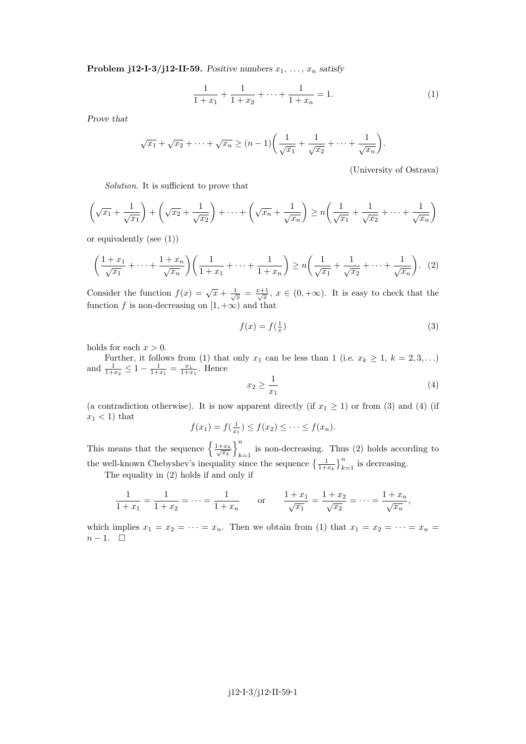**Problem j12-I-3/j12-II-59.** *Positive numbers $x_1, \ldots, x_n$ satisfy*

$$\frac{1}{1+x_1} + \frac{1}{1+x_2} + \cdots + \frac{1}{1+x_n} = 1. \tag{1}$$

*Prove that*

$$\sqrt{x_1} + \sqrt{x_2} + \cdots + \sqrt{x_n} \geq (n-1)\left(\frac{1}{\sqrt{x_1}} + \frac{1}{\sqrt{x_2}} + \cdots + \frac{1}{\sqrt{x_n}}\right).$$

(University of Ostrava)

*Solution.* It is sufficient to prove that

$$\left(\sqrt{x_1} + \frac{1}{\sqrt{x_1}}\right) + \left(\sqrt{x_2} + \frac{1}{\sqrt{x_2}}\right) + \cdots + \left(\sqrt{x_n} + \frac{1}{\sqrt{x_n}}\right) \geq n\left(\frac{1}{\sqrt{x_1}} + \frac{1}{\sqrt{x_2}} + \cdots + \frac{1}{\sqrt{x_n}}\right)$$

or equivalently (see (1))

$$\left(\frac{1+x_1}{\sqrt{x_1}} + \cdots + \frac{1+x_n}{\sqrt{x_n}}\right)\left(\frac{1}{1+x_1} + \cdots + \frac{1}{1+x_n}\right) \geq n\left(\frac{1}{\sqrt{x_1}} + \frac{1}{\sqrt{x_2}} + \cdots + \frac{1}{\sqrt{x_n}}\right). \tag{2}$$

Consider the function $f(x) = \sqrt{x} + \frac{1}{\sqrt{x}} = \frac{x+1}{\sqrt{x}}$, $x \in (0, +\infty)$. It is easy to check that the function $f$ is non-decreasing on $[1, +\infty)$ and that

$$f(x) = f(\tfrac{1}{x}) \tag{3}$$

holds for each $x > 0$.

Further, it follows from (1) that only $x_1$ can be less than 1 (i.e. $x_k \geq 1$, $k = 2, 3, \ldots$) and $\frac{1}{1+x_2} \leq 1 - \frac{1}{1+x_1} = \frac{x_1}{1+x_1}$. Hence

$$x_2 \geq \frac{1}{x_1} \tag{4}$$

(a contradiction otherwise). It is now apparent directly (if $x_1 \geq 1$) or from (3) and (4) (if $x_1 < 1$) that

$$f(x_1) = f(\tfrac{1}{x_1}) \leq f(x_2) \leq \cdots \leq f(x_n).$$

This means that the sequence $\left\{\frac{1+x_k}{\sqrt{x_k}}\right\}_{k=1}^{n}$ is non-decreasing. Thus (2) holds according to the well-known Chebyshev's inequality since the sequence $\left\{\frac{1}{1+x_k}\right\}_{k=1}^{n}$ is decreasing.

The equality in (2) holds if and only if

$$\frac{1}{1+x_1} = \frac{1}{1+x_2} = \cdots = \frac{1}{1+x_n} \qquad \text{or} \qquad \frac{1+x_1}{\sqrt{x_1}} = \frac{1+x_2}{\sqrt{x_2}} = \cdots = \frac{1+x_n}{\sqrt{x_n}},$$

which implies $x_1 = x_2 = \cdots = x_n$. Then we obtain from (1) that $x_1 = x_2 = \cdots = x_n = n - 1$. $\square$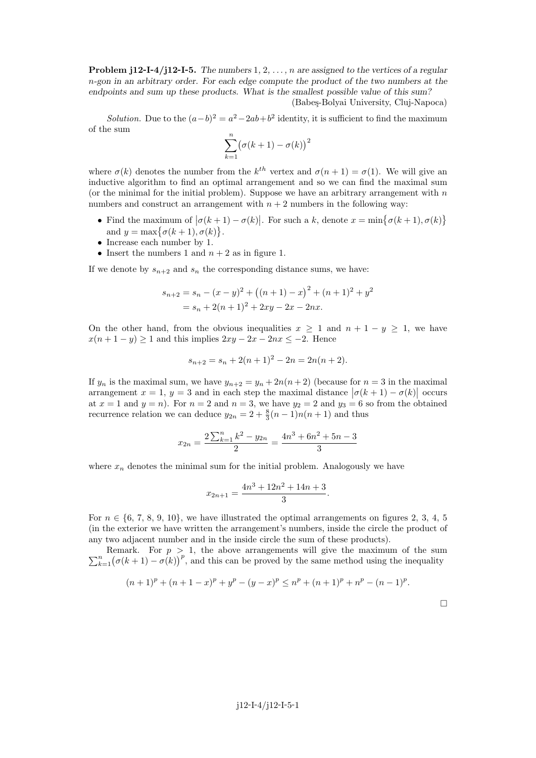**Problem j12-I-4/j12-I-5.** *The numbers $1, 2, \ldots, n$ are assigned to the vertices of a regular $n$-gon in an arbitrary order. For each edge compute the product of the two numbers at the endpoints and sum up these products. What is the smallest possible value of this sum?*

(Babeş-Bolyai University, Cluj-Napoca)

*Solution.* Due to the $(a-b)^2 = a^2 - 2ab + b^2$ identity, it is sufficient to find the maximum of the sum

$$\sum_{k=1}^{n} \big(\sigma(k+1) - \sigma(k)\big)^2$$

where $\sigma(k)$ denotes the number from the $k^{th}$ vertex and $\sigma(n+1) = \sigma(1)$. We will give an inductive algorithm to find an optimal arrangement and so we can find the maximal sum (or the minimal for the initial problem). Suppose we have an arbitrary arrangement with $n$ numbers and construct an arrangement with $n+2$ numbers in the following way:

- Find the maximum of $\big|\sigma(k+1) - \sigma(k)\big|$. For such a $k$, denote $x = \min\big\{\sigma(k+1), \sigma(k)\big\}$ and $y = \max\big\{\sigma(k+1), \sigma(k)\big\}$.
- Increase each number by 1.
- Insert the numbers 1 and $n+2$ as in figure 1.

If we denote by $s_{n+2}$ and $s_n$ the corresponding distance sums, we have:

$$\begin{aligned} s_{n+2} &= s_n - (x-y)^2 + \big((n+1) - x\big)^2 + (n+1)^2 + y^2 \\ &= s_n + 2(n+1)^2 + 2xy - 2x - 2nx. \end{aligned}$$

On the other hand, from the obvious inequalities $x \geq 1$ and $n + 1 - y \geq 1$, we have $x(n+1-y) \geq 1$ and this implies $2xy - 2x - 2nx \leq -2$. Hence

$$s_{n+2} = s_n + 2(n+1)^2 - 2n = 2n(n+2).$$

If $y_n$ is the maximal sum, we have $y_{n+2} = y_n + 2n(n+2)$ (because for $n = 3$ in the maximal arrangement $x = 1$, $y = 3$ and in each step the maximal distance $\big|\sigma(k+1) - \sigma(k)\big|$ occurs at $x = 1$ and $y = n$). For $n = 2$ and $n = 3$, we have $y_2 = 2$ and $y_3 = 6$ so from the obtained recurrence relation we can deduce $y_{2n} = 2 + \frac{8}{3}(n-1)n(n+1)$ and thus

$$x_{2n} = \frac{2\sum_{k=1}^{n} k^2 - y_{2n}}{2} = \frac{4n^3 + 6n^2 + 5n - 3}{3}$$

where $x_n$ denotes the minimal sum for the initial problem. Analogously we have

$$x_{2n+1} = \frac{4n^3 + 12n^2 + 14n + 3}{3}.$$

For $n \in \{6, 7, 8, 9, 10\}$, we have illustrated the optimal arrangements on figures 2, 3, 4, 5 (in the exterior we have written the arrangement's numbers, inside the circle the product of any two adjacent number and in the inside circle the sum of these products).

Remark. For $p > 1$, the above arrangements will give the maximum of the sum $\sum_{k=1}^{n}\big(\sigma(k+1) - \sigma(k)\big)^p$, and this can be proved by the same method using the inequality

$$(n+1)^p + (n+1-x)^p + y^p - (y-x)^p \leq n^p + (n+1)^p + n^p - (n-1)^p.$$

$\square$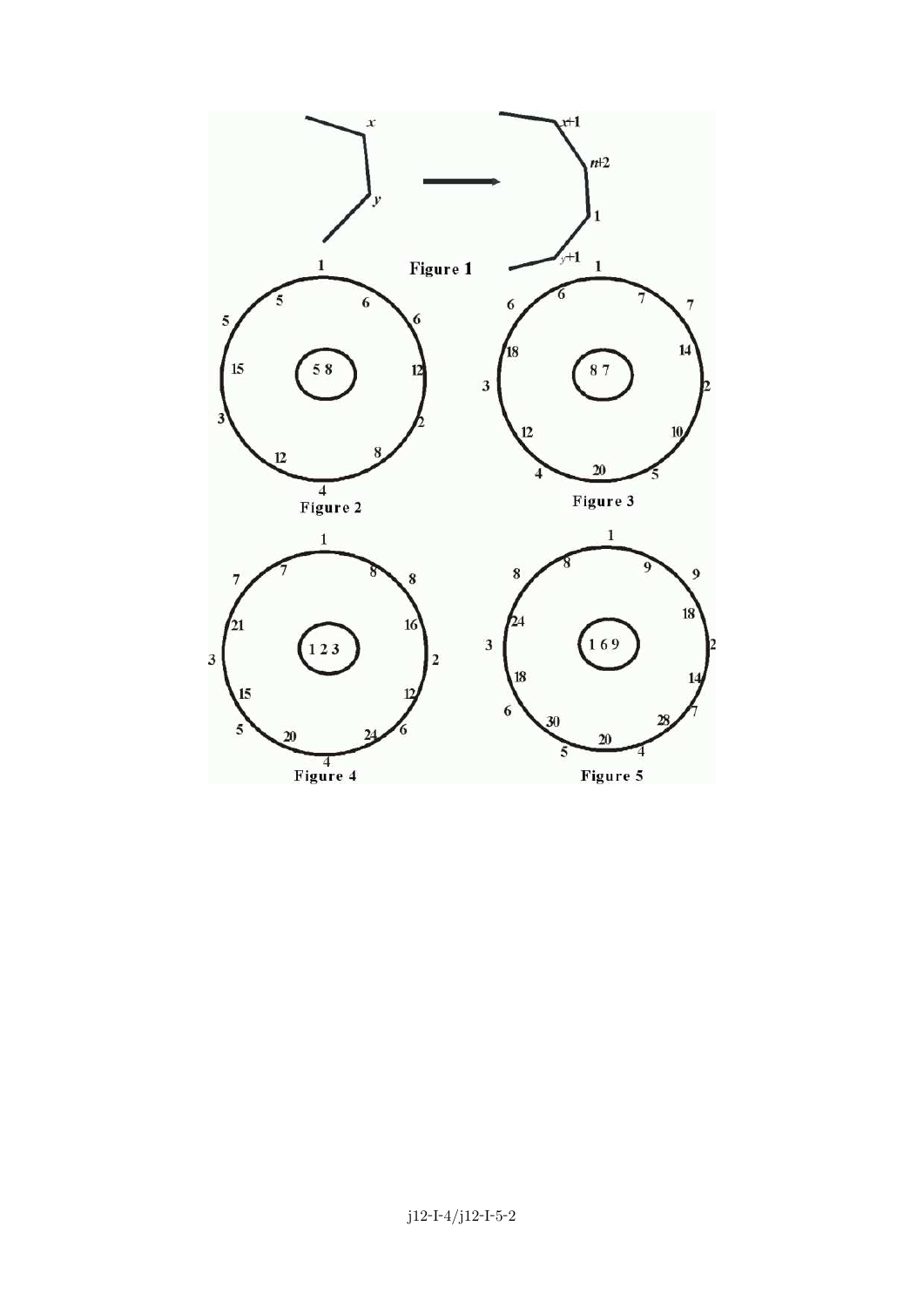Figure 1

Figure 2

Figure 3

Figure 4

Figure 5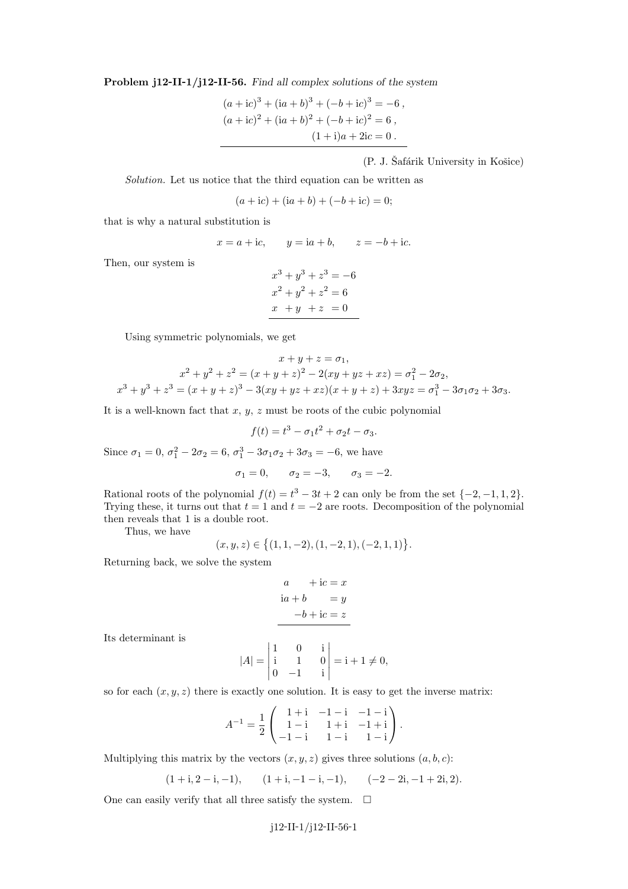**Problem j12-II-1/j12-II-56.** *Find all complex solutions of the system*

$$\begin{aligned}
(a+\mathrm{i}c)^3 + (\mathrm{i}a+b)^3 + (-b+\mathrm{i}c)^3 &= -6\,,\\
(a+\mathrm{i}c)^2 + (\mathrm{i}a+b)^2 + (-b+\mathrm{i}c)^2 &= 6\,,\\
(1+\mathrm{i})a + 2\mathrm{i}c &= 0\,.
\end{aligned}$$

(P. J. Šafárik University in Košice)

*Solution.* Let us notice that the third equation can be written as

$$(a+\mathrm{i}c) + (\mathrm{i}a+b) + (-b+\mathrm{i}c) = 0;$$

that is why a natural substitution is

$$x = a+\mathrm{i}c, \qquad y = \mathrm{i}a+b, \qquad z = -b+\mathrm{i}c.$$

Then, our system is

$$\begin{aligned}
x^3+y^3+z^3 &= -6\\
x^2+y^2+z^2 &= 6\\
x+y+z &= 0
\end{aligned}$$

Using symmetric polynomials, we get

$$\begin{aligned}
x+y+z &= \sigma_1,\\
x^2+y^2+z^2 = (x+y+z)^2 - 2(xy+yz+xz) &= \sigma_1^2 - 2\sigma_2,\\
x^3+y^3+z^3 = (x+y+z)^3 - 3(xy+yz+xz)(x+y+z) + 3xyz &= \sigma_1^3 - 3\sigma_1\sigma_2 + 3\sigma_3.
\end{aligned}$$

It is a well-known fact that $x$, $y$, $z$ must be roots of the cubic polynomial

$$f(t) = t^3 - \sigma_1 t^2 + \sigma_2 t - \sigma_3.$$

Since $\sigma_1 = 0$, $\sigma_1^2 - 2\sigma_2 = 6$, $\sigma_1^3 - 3\sigma_1\sigma_2 + 3\sigma_3 = -6$, we have

$$\sigma_1 = 0, \qquad \sigma_2 = -3, \qquad \sigma_3 = -2.$$

Rational roots of the polynomial $f(t) = t^3 - 3t + 2$ can only be from the set $\{-2,-1,1,2\}$. Trying these, it turns out that $t=1$ and $t=-2$ are roots. Decomposition of the polynomial then reveals that 1 is a double root.

Thus, we have

$$(x,y,z) \in \{(1,1,-2),(1,-2,1),(-2,1,1)\}.$$

Returning back, we solve the system

$$\begin{aligned}
a \qquad + \mathrm{i}c &= x\\
\mathrm{i}a + b \qquad &= y\\
-b + \mathrm{i}c &= z
\end{aligned}$$

Its determinant is

$$|A| = \begin{vmatrix} 1 & 0 & \mathrm{i} \\ \mathrm{i} & 1 & 0 \\ 0 & -1 & \mathrm{i} \end{vmatrix} = \mathrm{i} + 1 \neq 0,$$

so for each $(x,y,z)$ there is exactly one solution. It is easy to get the inverse matrix:

$$A^{-1} = \frac{1}{2}\begin{pmatrix} 1+\mathrm{i} & -1-\mathrm{i} & -1-\mathrm{i} \\ 1-\mathrm{i} & 1+\mathrm{i} & -1+\mathrm{i} \\ -1-\mathrm{i} & 1-\mathrm{i} & 1-\mathrm{i} \end{pmatrix}.$$

Multiplying this matrix by the vectors $(x,y,z)$ gives three solutions $(a,b,c)$:

$$(1+\mathrm{i}, 2-\mathrm{i}, -1), \qquad (1+\mathrm{i}, -1-\mathrm{i}, -1), \qquad (-2-2\mathrm{i}, -1+2\mathrm{i}, 2).$$

One can easily verify that all three satisfy the system. □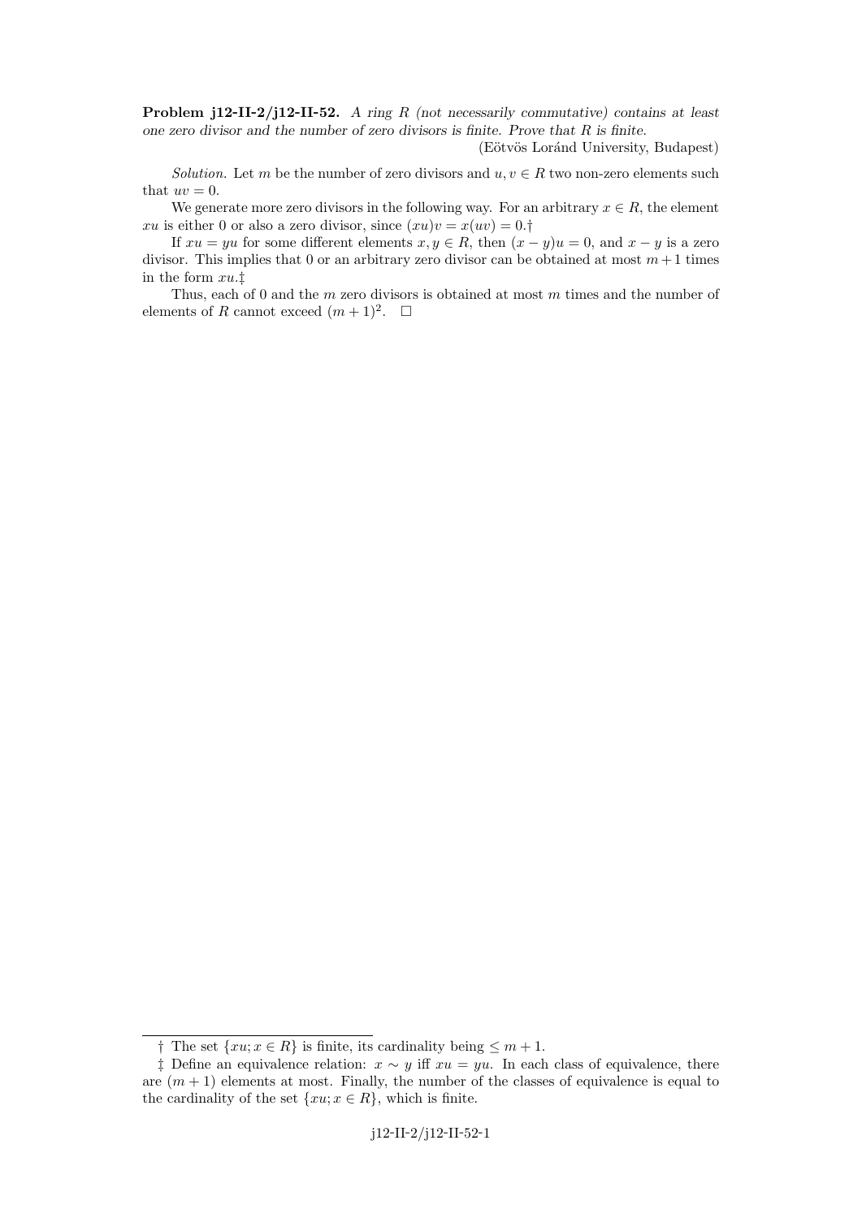**Problem j12-II-2/j12-II-52.** *A ring $R$ (not necessarily commutative) contains at least one zero divisor and the number of zero divisors is finite. Prove that $R$ is finite.*

(Eötvös Loránd University, Budapest)

*Solution.* Let $m$ be the number of zero divisors and $u, v \in R$ two non-zero elements such that $uv = 0$.

We generate more zero divisors in the following way. For an arbitrary $x \in R$, the element $xu$ is either 0 or also a zero divisor, since $(xu)v = x(uv) = 0$.†

If $xu = yu$ for some different elements $x, y \in R$, then $(x - y)u = 0$, and $x - y$ is a zero divisor. This implies that 0 or an arbitrary zero divisor can be obtained at most $m + 1$ times in the form $xu$.‡

Thus, each of 0 and the $m$ zero divisors is obtained at most $m$ times and the number of elements of $R$ cannot exceed $(m + 1)^2$. □

---

† The set $\{xu; x \in R\}$ is finite, its cardinality being $\leq m + 1$.

‡ Define an equivalence relation: $x \sim y$ iff $xu = yu$. In each class of equivalence, there are $(m + 1)$ elements at most. Finally, the number of the classes of equivalence is equal to the cardinality of the set $\{xu; x \in R\}$, which is finite.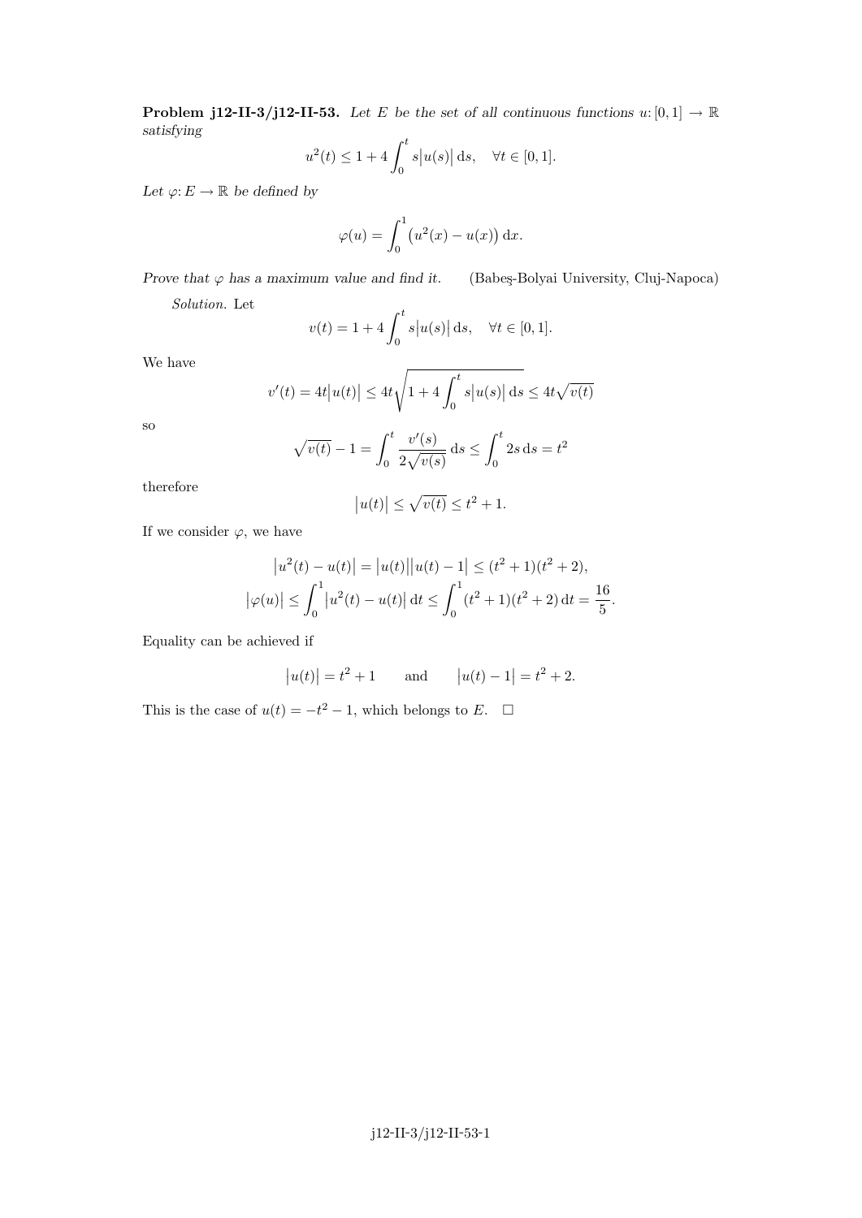**Problem j12-II-3/j12-II-53.** *Let $E$ be the set of all continuous functions $u\colon [0,1] \to \mathbb{R}$ satisfying*

$$u^2(t) \le 1 + 4\int_0^t s\big|u(s)\big|\,\mathrm{d}s, \quad \forall t \in [0,1].$$

*Let $\varphi\colon E \to \mathbb{R}$ be defined by*

$$\varphi(u) = \int_0^1 \big(u^2(x) - u(x)\big)\,\mathrm{d}x.$$

*Prove that $\varphi$ has a maximum value and find it.* (Babeş-Bolyai University, Cluj-Napoca)

*Solution.* Let

$$v(t) = 1 + 4\int_0^t s\big|u(s)\big|\,\mathrm{d}s, \quad \forall t \in [0,1].$$

We have

$$v'(t) = 4t\big|u(t)\big| \le 4t\sqrt{1 + 4\int_0^t s\big|u(s)\big|\,\mathrm{d}s} \le 4t\sqrt{v(t)}$$

so

$$\sqrt{v(t)} - 1 = \int_0^t \frac{v'(s)}{2\sqrt{v(s)}}\,\mathrm{d}s \le \int_0^t 2s\,\mathrm{d}s = t^2$$

therefore

$$\big|u(t)\big| \le \sqrt{v(t)} \le t^2 + 1.$$

If we consider $\varphi$, we have

$$\big|u^2(t) - u(t)\big| = \big|u(t)\big|\big|u(t) - 1\big| \le (t^2+1)(t^2+2),$$
$$\big|\varphi(u)\big| \le \int_0^1 \big|u^2(t) - u(t)\big|\,\mathrm{d}t \le \int_0^1 (t^2+1)(t^2+2)\,\mathrm{d}t = \frac{16}{5}.$$

Equality can be achieved if

$$\big|u(t)\big| = t^2 + 1 \qquad \text{and} \qquad \big|u(t) - 1\big| = t^2 + 2.$$

This is the case of $u(t) = -t^2 - 1$, which belongs to $E$. $\square$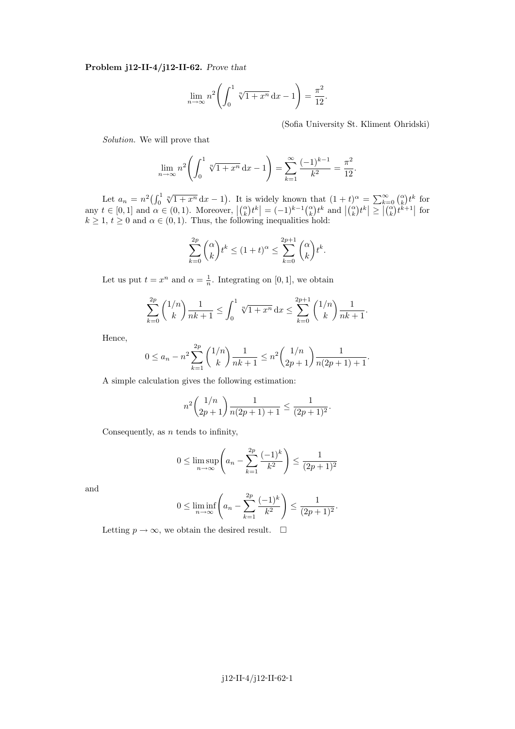**Problem j12-II-4/j12-II-62.** *Prove that*

$$\lim_{n\to\infty} n^2\left(\int_0^1 \sqrt[n]{1+x^n}\,\mathrm{d}x - 1\right) = \frac{\pi^2}{12}.$$

(Sofia University St. Kliment Ohridski)

*Solution.* We will prove that

$$\lim_{n\to\infty} n^2\left(\int_0^1 \sqrt[n]{1+x^n}\,\mathrm{d}x - 1\right) = \sum_{k=1}^{\infty}\frac{(-1)^{k-1}}{k^2} = \frac{\pi^2}{12}.$$

Let $a_n = n^2\big(\int_0^1 \sqrt[n]{1+x^n}\,\mathrm{d}x - 1\big)$. It is widely known that $(1+t)^\alpha = \sum_{k=0}^{\infty}\binom{\alpha}{k}t^k$ for any $t\in[0,1]$ and $\alpha\in(0,1)$. Moreover, $\left|\binom{\alpha}{k}t^k\right| = (-1)^{k-1}\binom{\alpha}{k}t^k$ and $\left|\binom{\alpha}{k}t^k\right| \geq \left|\binom{\alpha}{k}t^{k+1}\right|$ for $k\geq 1$, $t\geq 0$ and $\alpha\in(0,1)$. Thus, the following inequalities hold:

$$\sum_{k=0}^{2p}\binom{\alpha}{k}t^k \leq (1+t)^\alpha \leq \sum_{k=0}^{2p+1}\binom{\alpha}{k}t^k.$$

Let us put $t = x^n$ and $\alpha = \frac{1}{n}$. Integrating on $[0,1]$, we obtain

$$\sum_{k=0}^{2p}\binom{1/n}{k}\frac{1}{nk+1} \leq \int_0^1 \sqrt[n]{1+x^n}\,\mathrm{d}x \leq \sum_{k=0}^{2p+1}\binom{1/n}{k}\frac{1}{nk+1}.$$

Hence,

$$0 \leq a_n - n^2\sum_{k=1}^{2p}\binom{1/n}{k}\frac{1}{nk+1} \leq n^2\binom{1/n}{2p+1}\frac{1}{n(2p+1)+1}.$$

A simple calculation gives the following estimation:

$$n^2\binom{1/n}{2p+1}\frac{1}{n(2p+1)+1} \leq \frac{1}{(2p+1)^2}.$$

Consequently, as $n$ tends to infinity,

$$0 \leq \limsup_{n\to\infty}\left(a_n - \sum_{k=1}^{2p}\frac{(-1)^k}{k^2}\right) \leq \frac{1}{(2p+1)^2}$$

and

$$0 \leq \liminf_{n\to\infty}\left(a_n - \sum_{k=1}^{2p}\frac{(-1)^k}{k^2}\right) \leq \frac{1}{(2p+1)^2}.$$

Letting $p\to\infty$, we obtain the desired result. $\square$